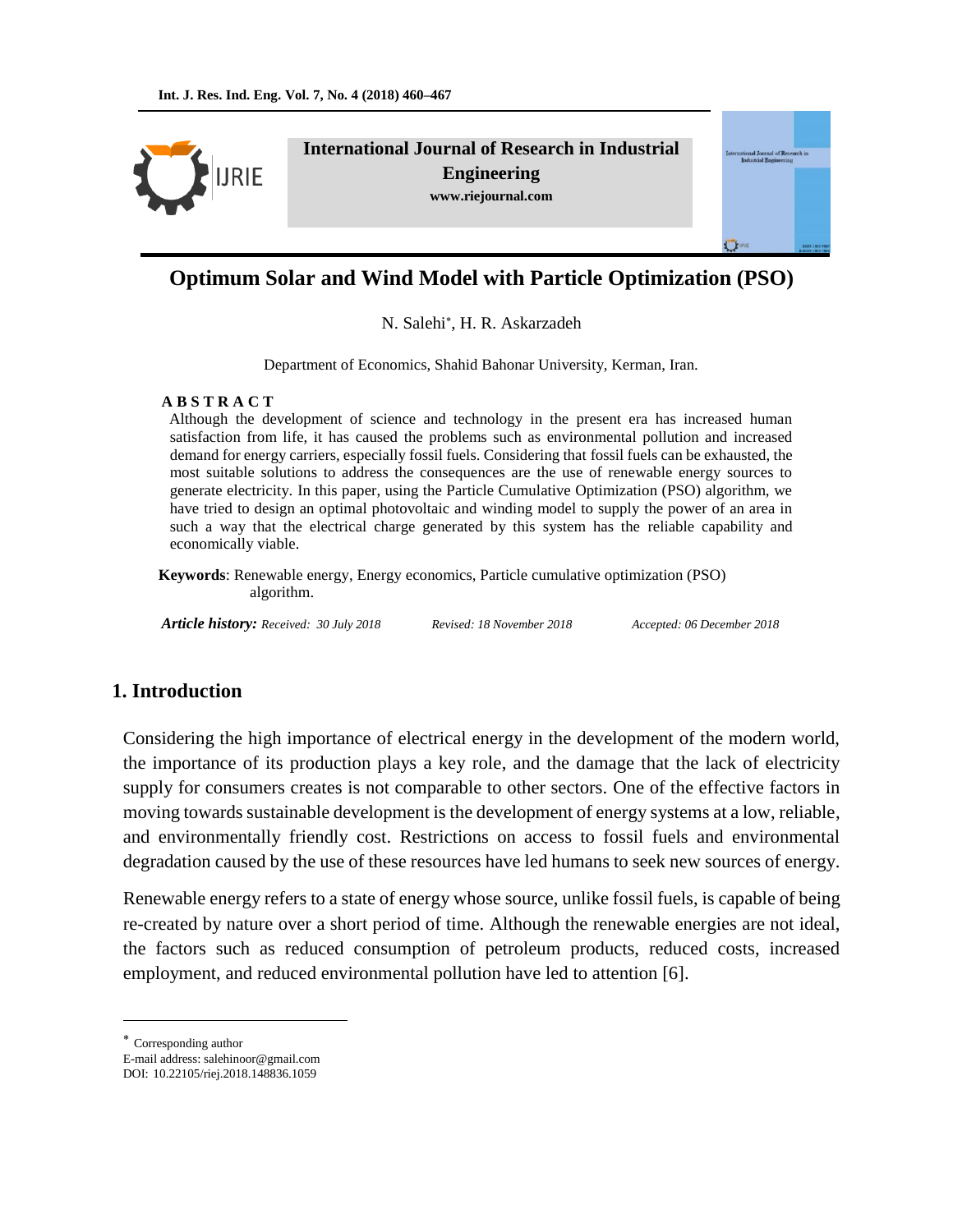# Optimum Solar and Wind Model with Particle Optimization (PSO)

N. Salehi*, H. R. Askarzadeh

Department of Economics, Shahid Bahonar University, Kerman, Iran.

**A B S T R A C T**

Although the development of science and technology in the present era has increased human satisfaction from life, it has caused the problems such as environmental pollution and increased demand for energy carriers, especially fossil fuels. Considering that fossil fuels can be exhausted, the most suitable solutions to address the consequences are the use of renewable energy sources to generate electricity. In this paper, using the Particle Cumulative Optimization (PSO) algorithm, we have tried to design an optimal photovoltaic and winding model to supply the power of an area in such a way that the electrical charge generated by this system has the reliable capability and economically viable.

**Keywords**: Renewable energy, Energy economics, Particle cumulative optimization (PSO) algorithm.

***Article history:*** *Received: 30 July 2018* *Revised: 18 November 2018* *Accepted: 06 December 2018*

## 1. Introduction

Considering the high importance of electrical energy in the development of the modern world, the importance of its production plays a key role, and the damage that the lack of electricity supply for consumers creates is not comparable to other sectors. One of the effective factors in moving towards sustainable development is the development of energy systems at a low, reliable, and environmentally friendly cost. Restrictions on access to fossil fuels and environmental degradation caused by the use of these resources have led humans to seek new sources of energy.

Renewable energy refers to a state of energy whose source, unlike fossil fuels, is capable of being re-created by nature over a short period of time. Although the renewable energies are not ideal, the factors such as reduced consumption of petroleum products, reduced costs, increased employment, and reduced environmental pollution have led to attention [6].

---

* Corresponding author
E-mail address: salehinoor@gmail.com
DOI: 10.22105/riej.2018.148836.1059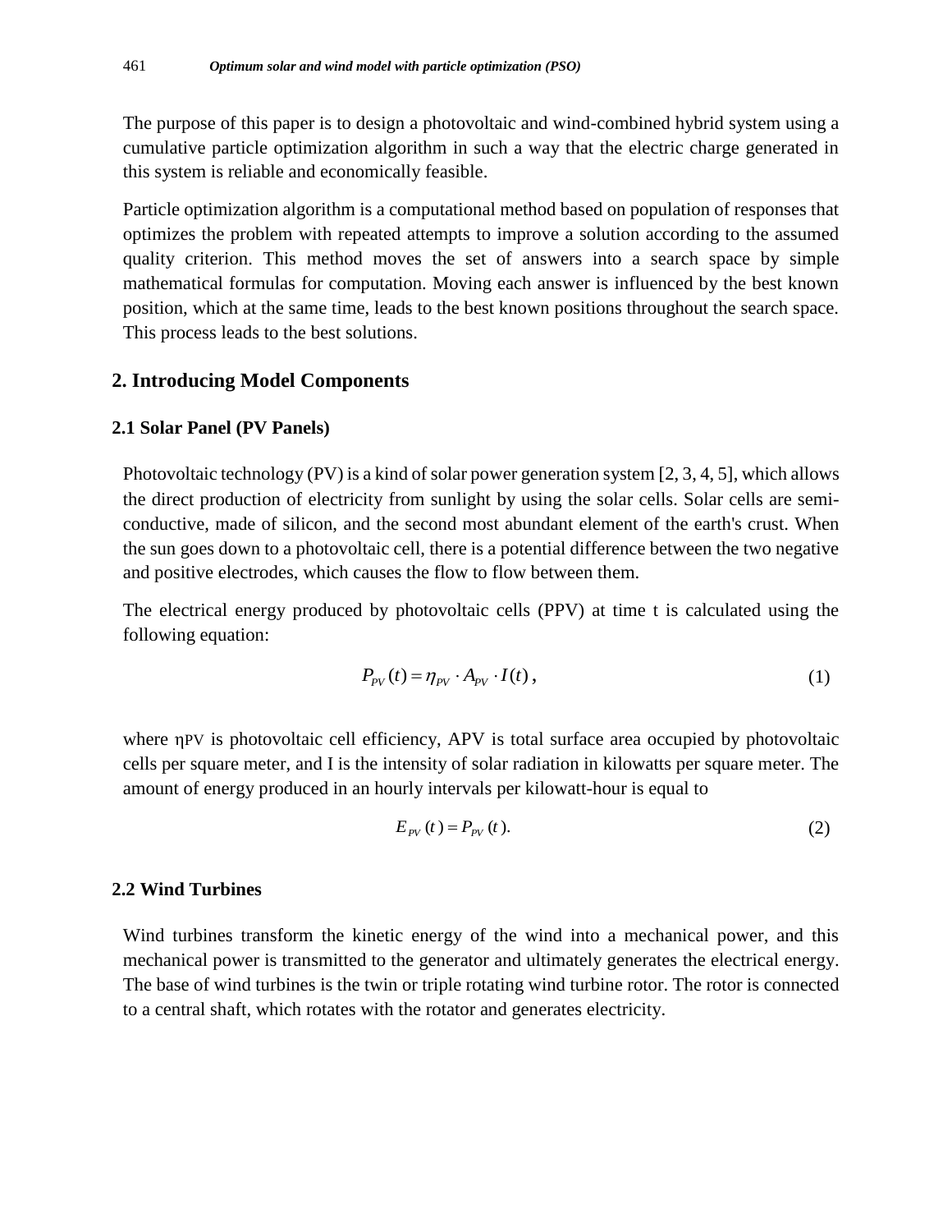The purpose of this paper is to design a photovoltaic and wind-combined hybrid system using a cumulative particle optimization algorithm in such a way that the electric charge generated in this system is reliable and economically feasible.

Particle optimization algorithm is a computational method based on population of responses that optimizes the problem with repeated attempts to improve a solution according to the assumed quality criterion. This method moves the set of answers into a search space by simple mathematical formulas for computation. Moving each answer is influenced by the best known position, which at the same time, leads to the best known positions throughout the search space. This process leads to the best solutions.

## 2. Introducing Model Components

### 2.1 Solar Panel (PV Panels)

Photovoltaic technology (PV) is a kind of solar power generation system [2, 3, 4, 5], which allows the direct production of electricity from sunlight by using the solar cells. Solar cells are semi-conductive, made of silicon, and the second most abundant element of the earth's crust. When the sun goes down to a photovoltaic cell, there is a potential difference between the two negative and positive electrodes, which causes the flow to flow between them.

The electrical energy produced by photovoltaic cells (PPV) at time t is calculated using the following equation:

$$P_{PV}(t) = \eta_{PV} \cdot A_{PV} \cdot I(t)\,, \tag{1}$$

where $\eta_{PV}$ is photovoltaic cell efficiency, APV is total surface area occupied by photovoltaic cells per square meter, and I is the intensity of solar radiation in kilowatts per square meter. The amount of energy produced in an hourly intervals per kilowatt-hour is equal to

$$E_{PV}(t) = P_{PV}(t). \tag{2}$$

### 2.2 Wind Turbines

Wind turbines transform the kinetic energy of the wind into a mechanical power, and this mechanical power is transmitted to the generator and ultimately generates the electrical energy. The base of wind turbines is the twin or triple rotating wind turbine rotor. The rotor is connected to a central shaft, which rotates with the rotator and generates electricity.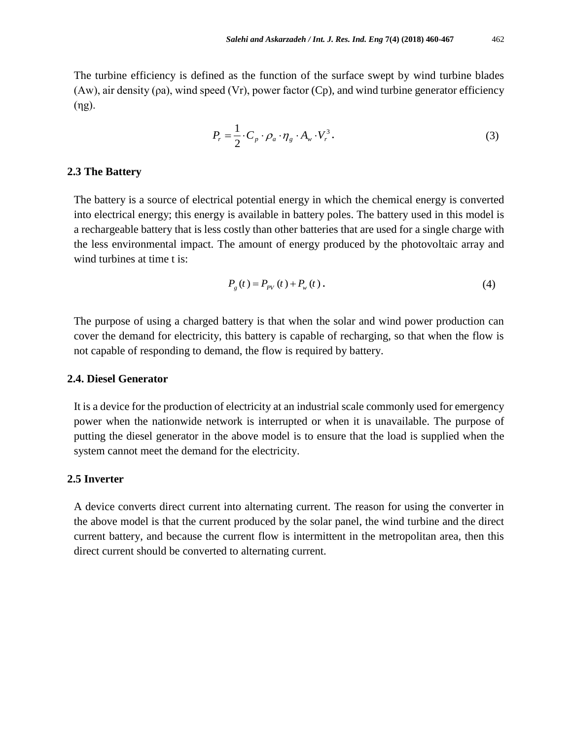The turbine efficiency is defined as the function of the surface swept by wind turbine blades ($A_w$), air density ($\rho_a$), wind speed ($V_r$), power factor ($C_p$), and wind turbine generator efficiency ($\eta_g$).

$$P_r = \frac{1}{2} \cdot C_p \cdot \rho_a \cdot \eta_g \cdot A_w \cdot V_r^3 . \tag{3}$$

## 2.3 The Battery

The battery is a source of electrical potential energy in which the chemical energy is converted into electrical energy; this energy is available in battery poles. The battery used in this model is a rechargeable battery that is less costly than other batteries that are used for a single charge with the less environmental impact. The amount of energy produced by the photovoltaic array and wind turbines at time t is:

$$P_g(t) = P_{PV}(t) + P_w(t) . \tag{4}$$

The purpose of using a charged battery is that when the solar and wind power production can cover the demand for electricity, this battery is capable of recharging, so that when the flow is not capable of responding to demand, the flow is required by battery.

## 2.4. Diesel Generator

It is a device for the production of electricity at an industrial scale commonly used for emergency power when the nationwide network is interrupted or when it is unavailable. The purpose of putting the diesel generator in the above model is to ensure that the load is supplied when the system cannot meet the demand for the electricity.

## 2.5 Inverter

A device converts direct current into alternating current. The reason for using the converter in the above model is that the current produced by the solar panel, the wind turbine and the direct current battery, and because the current flow is intermittent in the metropolitan area, then this direct current should be converted to alternating current.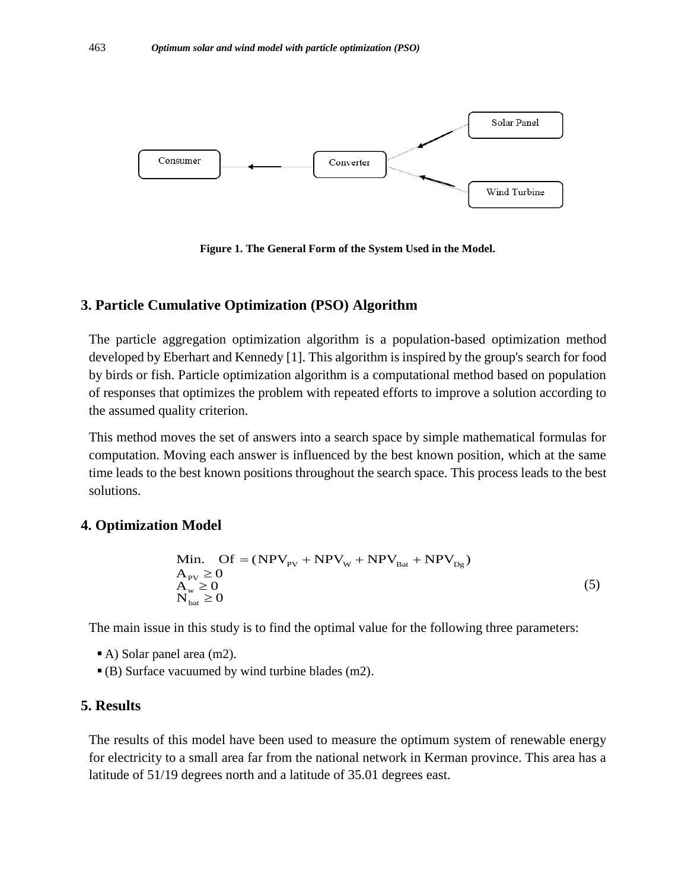Figure 1. The General Form of the System Used in the Model.

## 3. Particle Cumulative Optimization (PSO) Algorithm

The particle aggregation optimization algorithm is a population-based optimization method developed by Eberhart and Kennedy [1]. This algorithm is inspired by the group's search for food by birds or fish. Particle optimization algorithm is a computational method based on population of responses that optimizes the problem with repeated efforts to improve a solution according to the assumed quality criterion.

This method moves the set of answers into a search space by simple mathematical formulas for computation. Moving each answer is influenced by the best known position, which at the same time leads to the best known positions throughout the search space. This process leads to the best solutions.

## 4. Optimization Model

$$
\begin{aligned}
&\text{Min.} \quad \text{Of} = (\text{NPV}_{\text{PV}} + \text{NPV}_{\text{W}} + \text{NPV}_{\text{Bat}} + \text{NPV}_{\text{Dg}}) \\
&A_{\text{PV}} \geq 0 \\
&A_{\text{w}} \geq 0 \\
&N_{\text{bat}} \geq 0
\end{aligned}
\tag{5}
$$

The main issue in this study is to find the optimal value for the following three parameters:

- A) Solar panel area (m2).
- (B) Surface vacuumed by wind turbine blades (m2).

## 5. Results

The results of this model have been used to measure the optimum system of renewable energy for electricity to a small area far from the national network in Kerman province. This area has a latitude of 51/19 degrees north and a latitude of 35.01 degrees east.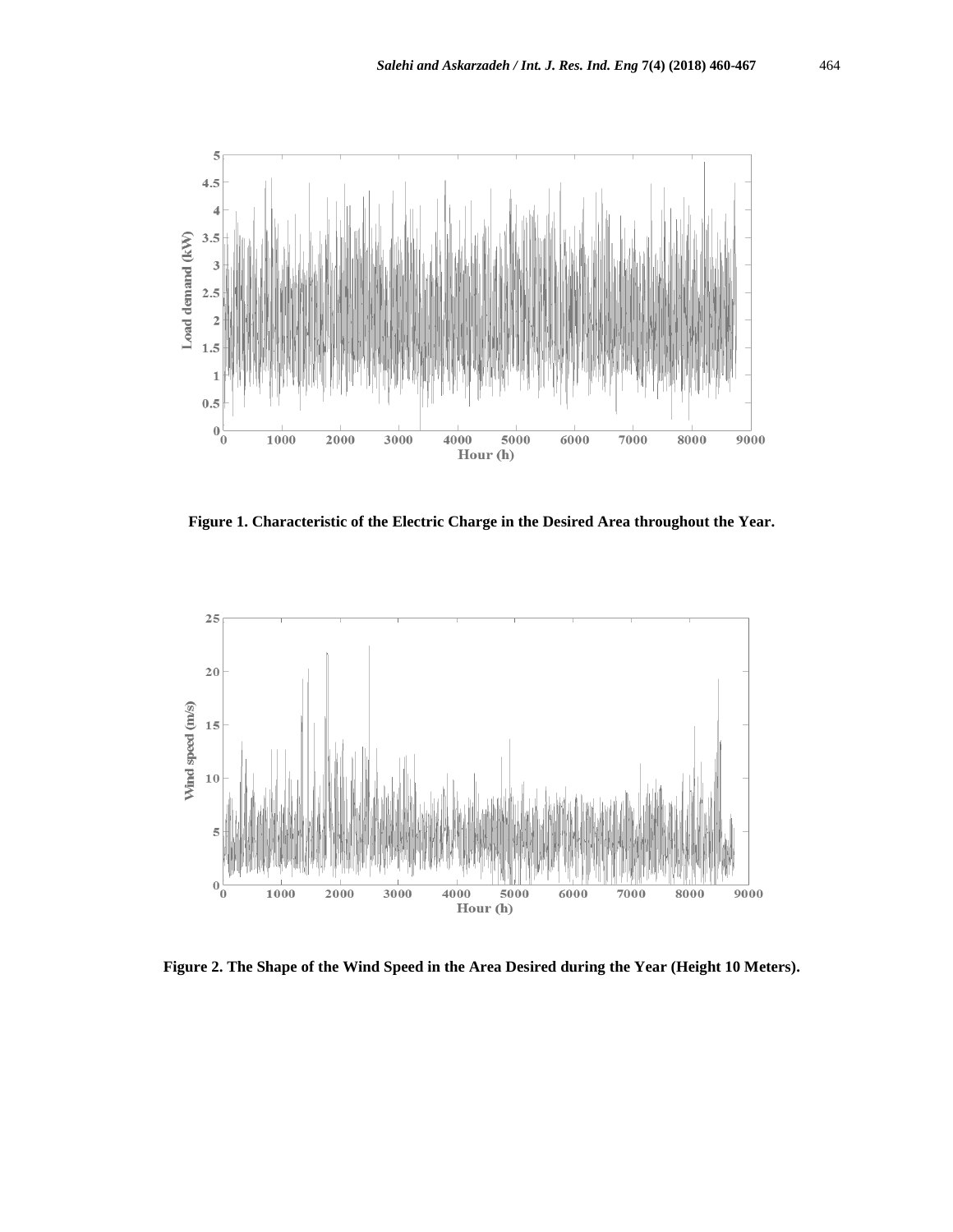**Figure 1. Characteristic of the Electric Charge in the Desired Area throughout the Year.**

**Figure 2. The Shape of the Wind Speed in the Area Desired during the Year (Height 10 Meters).**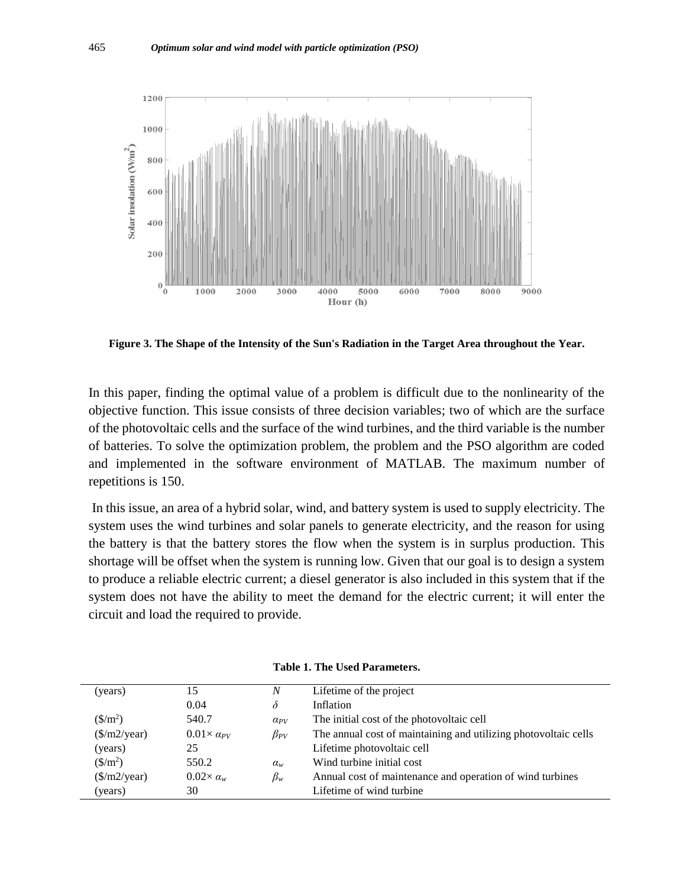Figure 3. The Shape of the Intensity of the Sun's Radiation in the Target Area throughout the Year.

In this paper, finding the optimal value of a problem is difficult due to the nonlinearity of the objective function. This issue consists of three decision variables; two of which are the surface of the photovoltaic cells and the surface of the wind turbines, and the third variable is the number of batteries. To solve the optimization problem, the problem and the PSO algorithm are coded and implemented in the software environment of MATLAB. The maximum number of repetitions is 150.

In this issue, an area of a hybrid solar, wind, and battery system is used to supply electricity. The system uses the wind turbines and solar panels to generate electricity, and the reason for using the battery is that the battery stores the flow when the system is in surplus production. This shortage will be offset when the system is running low. Given that our goal is to design a system to produce a reliable electric current; a diesel generator is also included in this system that if the system does not have the ability to meet the demand for the electric current; it will enter the circuit and load the required to provide.

**Table 1. The Used Parameters.**

| | | | |
|---|---|---|---|
| (years) | 15 | $N$ | Lifetime of the project |
| | 0.04 | $\delta$ | Inflation |
| ($/m$^2$) | 540.7 | $\alpha_{PV}$ | The initial cost of the photovoltaic cell |
| ($/m2/year) | $0.01\times \alpha_{PV}$ | $\beta_{PV}$ | The annual cost of maintaining and utilizing photovoltaic cells |
| (years) | 25 | | Lifetime photovoltaic cell |
| ($/m$^2$) | 550.2 | $\alpha_w$ | Wind turbine initial cost |
| ($/m2/year) | $0.02\times \alpha_w$ | $\beta_w$ | Annual cost of maintenance and operation of wind turbines |
| (years) | 30 | | Lifetime of wind turbine |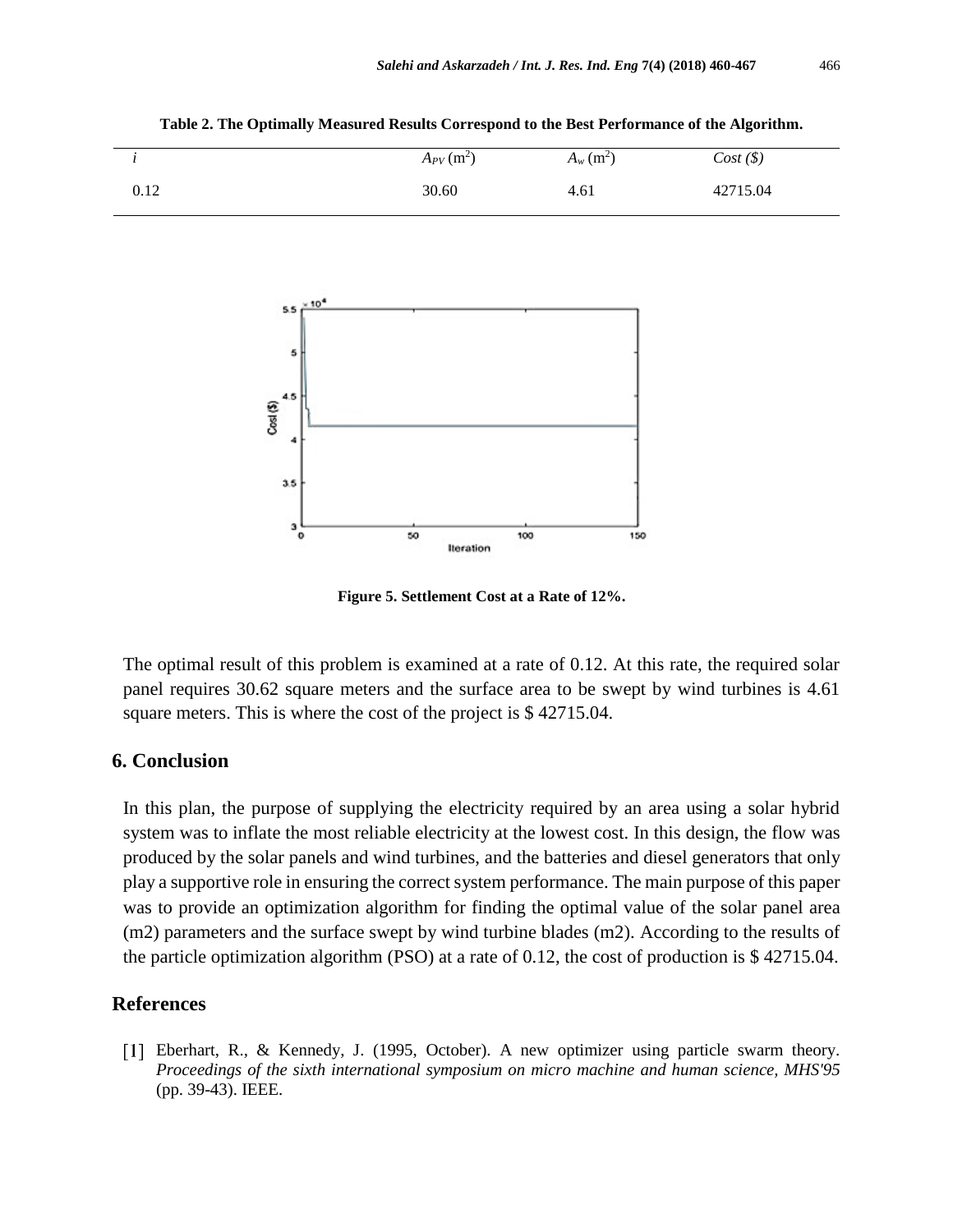**Table 2. The Optimally Measured Results Correspond to the Best Performance of the Algorithm.**

| $i$ | $A_{PV}$ (m$^2$) | $A_w$ (m$^2$) | *Cost ($)* |
|---|---|---|---|
| 0.12 | 30.60 | 4.61 | 42715.04 |

**Figure 5. Settlement Cost at a Rate of 12%.**

The optimal result of this problem is examined at a rate of 0.12. At this rate, the required solar panel requires 30.62 square meters and the surface area to be swept by wind turbines is 4.61 square meters. This is where the cost of the project is $ 42715.04.

## 6. Conclusion

In this plan, the purpose of supplying the electricity required by an area using a solar hybrid system was to inflate the most reliable electricity at the lowest cost. In this design, the flow was produced by the solar panels and wind turbines, and the batteries and diesel generators that only play a supportive role in ensuring the correct system performance. The main purpose of this paper was to provide an optimization algorithm for finding the optimal value of the solar panel area (m2) parameters and the surface swept by wind turbine blades (m2). According to the results of the particle optimization algorithm (PSO) at a rate of 0.12, the cost of production is $ 42715.04.

## References

[1] Eberhart, R., & Kennedy, J. (1995, October). A new optimizer using particle swarm theory. *Proceedings of the sixth international symposium on micro machine and human science, MHS'95* (pp. 39-43). IEEE.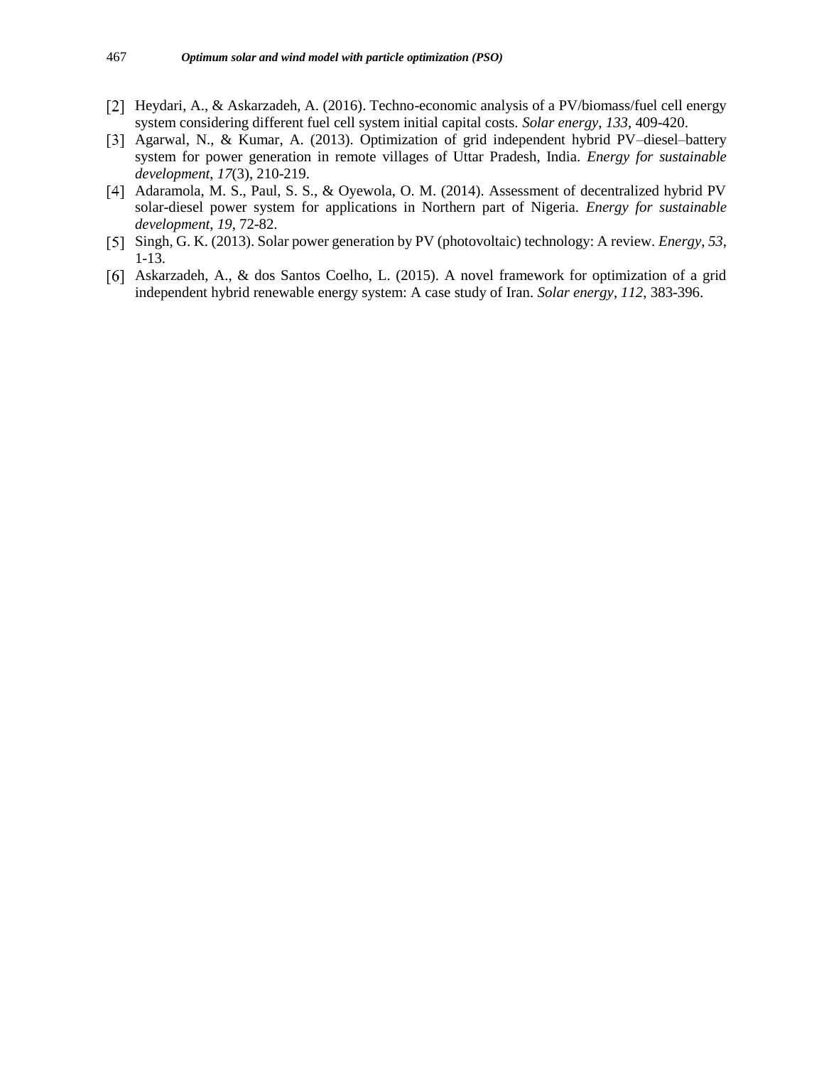[2] Heydari, A., & Askarzadeh, A. (2016). Techno-economic analysis of a PV/biomass/fuel cell energy system considering different fuel cell system initial capital costs. *Solar energy*, *133*, 409-420.

[3] Agarwal, N., & Kumar, A. (2013). Optimization of grid independent hybrid PV–diesel–battery system for power generation in remote villages of Uttar Pradesh, India. *Energy for sustainable development*, *17*(3), 210-219.

[4] Adaramola, M. S., Paul, S. S., & Oyewola, O. M. (2014). Assessment of decentralized hybrid PV solar-diesel power system for applications in Northern part of Nigeria. *Energy for sustainable development*, *19*, 72-82.

[5] Singh, G. K. (2013). Solar power generation by PV (photovoltaic) technology: A review. *Energy*, *53*, 1-13.

[6] Askarzadeh, A., & dos Santos Coelho, L. (2015). A novel framework for optimization of a grid independent hybrid renewable energy system: A case study of Iran. *Solar energy*, *112*, 383-396.